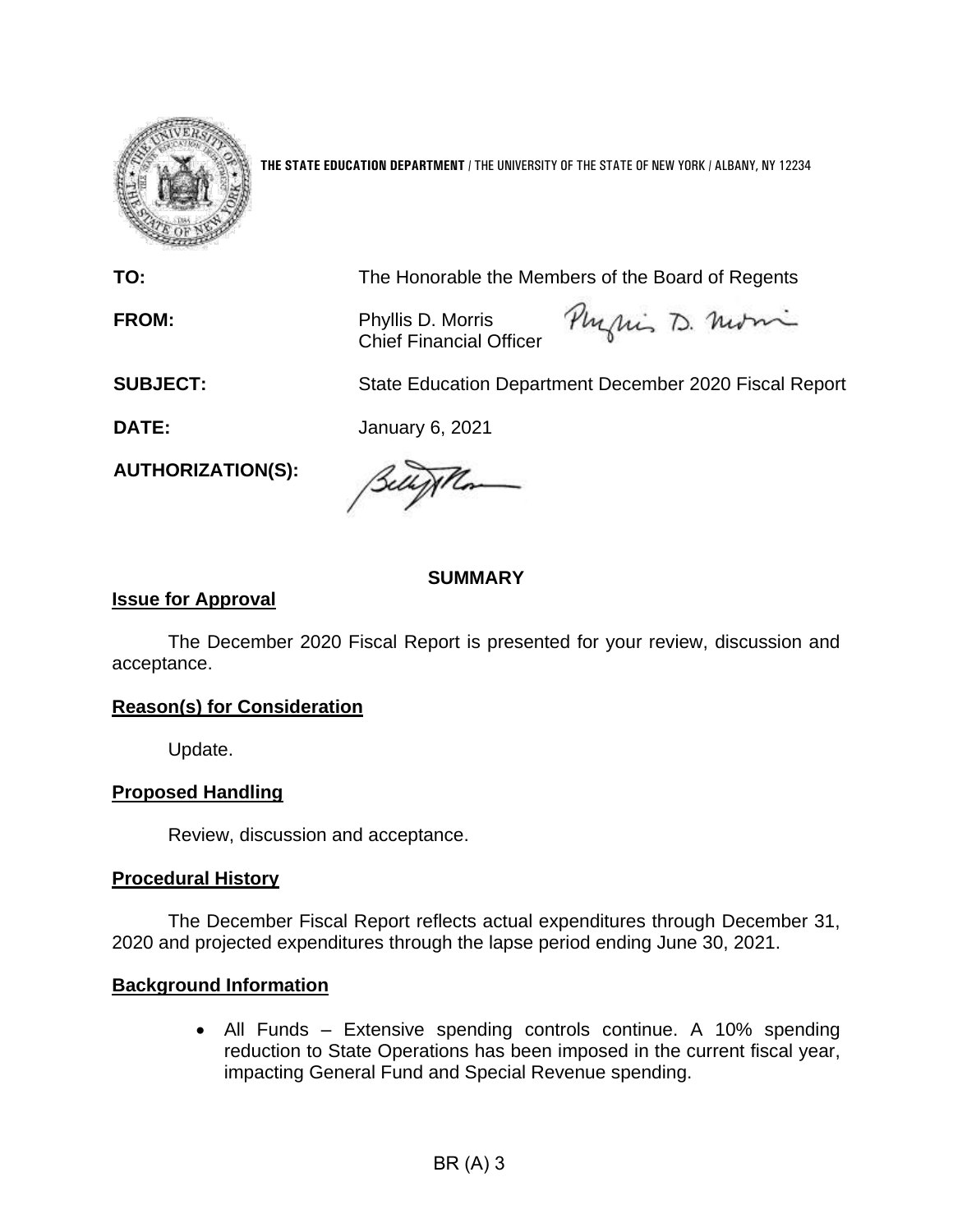**THE STATE EDUCATION DEPARTMENT** / THE UNIVERSITY OF THE STATE OF NEW YORK / ALBANY, NY 12234

**TO:** The Honorable the Members of the Board of Regents

**FROM:** Phyllis D. Morris
Chief Financial Officer

**SUBJECT:** State Education Department December 2020 Fiscal Report

**DATE:** January 6, 2021

**AUTHORIZATION(S):**

## SUMMARY

### Issue for Approval

The December 2020 Fiscal Report is presented for your review, discussion and acceptance.

### Reason(s) for Consideration

Update.

### Proposed Handling

Review, discussion and acceptance.

### Procedural History

The December Fiscal Report reflects actual expenditures through December 31, 2020 and projected expenditures through the lapse period ending June 30, 2021.

### Background Information

- All Funds – Extensive spending controls continue. A 10% spending reduction to State Operations has been imposed in the current fiscal year, impacting General Fund and Special Revenue spending.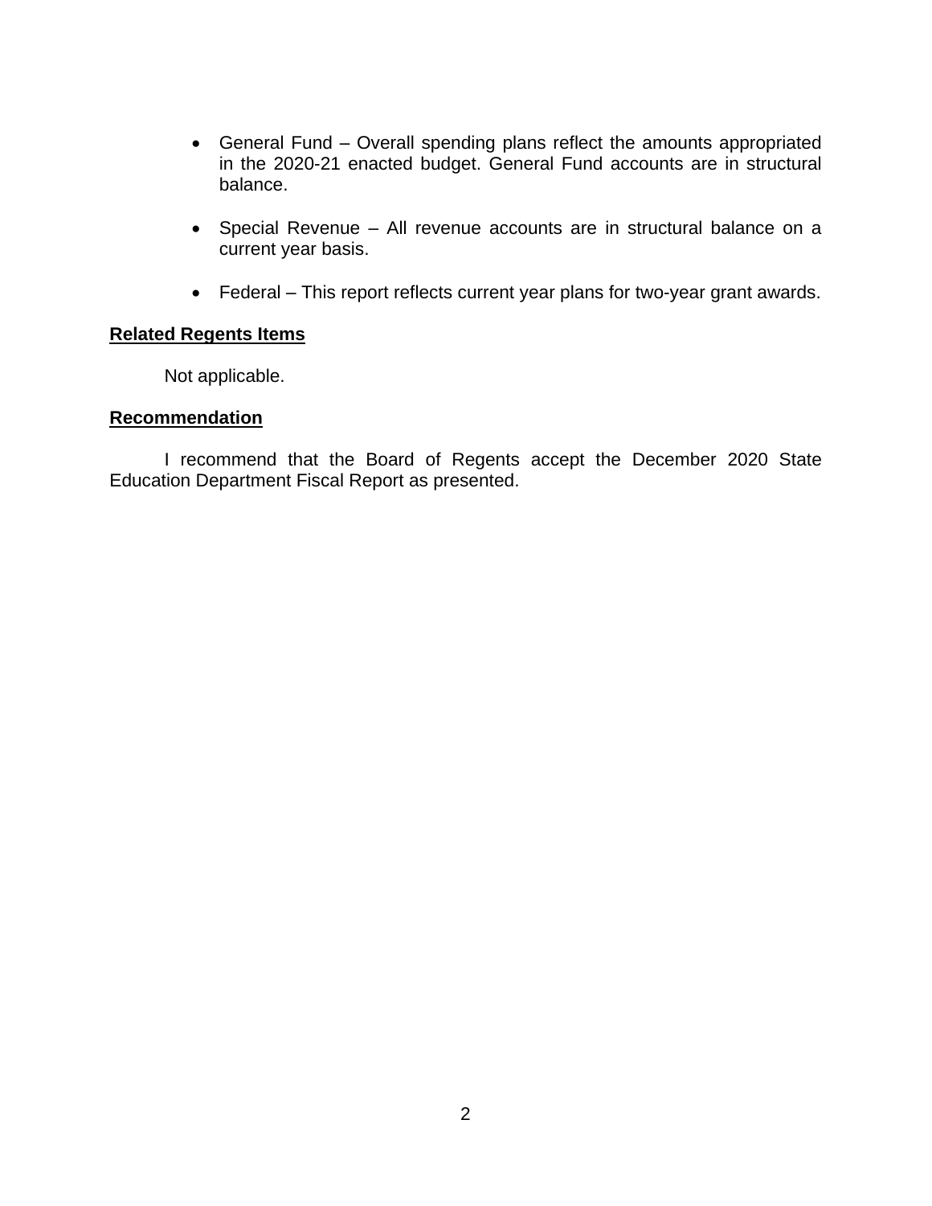- General Fund – Overall spending plans reflect the amounts appropriated in the 2020-21 enacted budget. General Fund accounts are in structural balance.

- Special Revenue – All revenue accounts are in structural balance on a current year basis.

- Federal – This report reflects current year plans for two-year grant awards.

**Related Regents Items**

Not applicable.

**Recommendation**

I recommend that the Board of Regents accept the December 2020 State Education Department Fiscal Report as presented.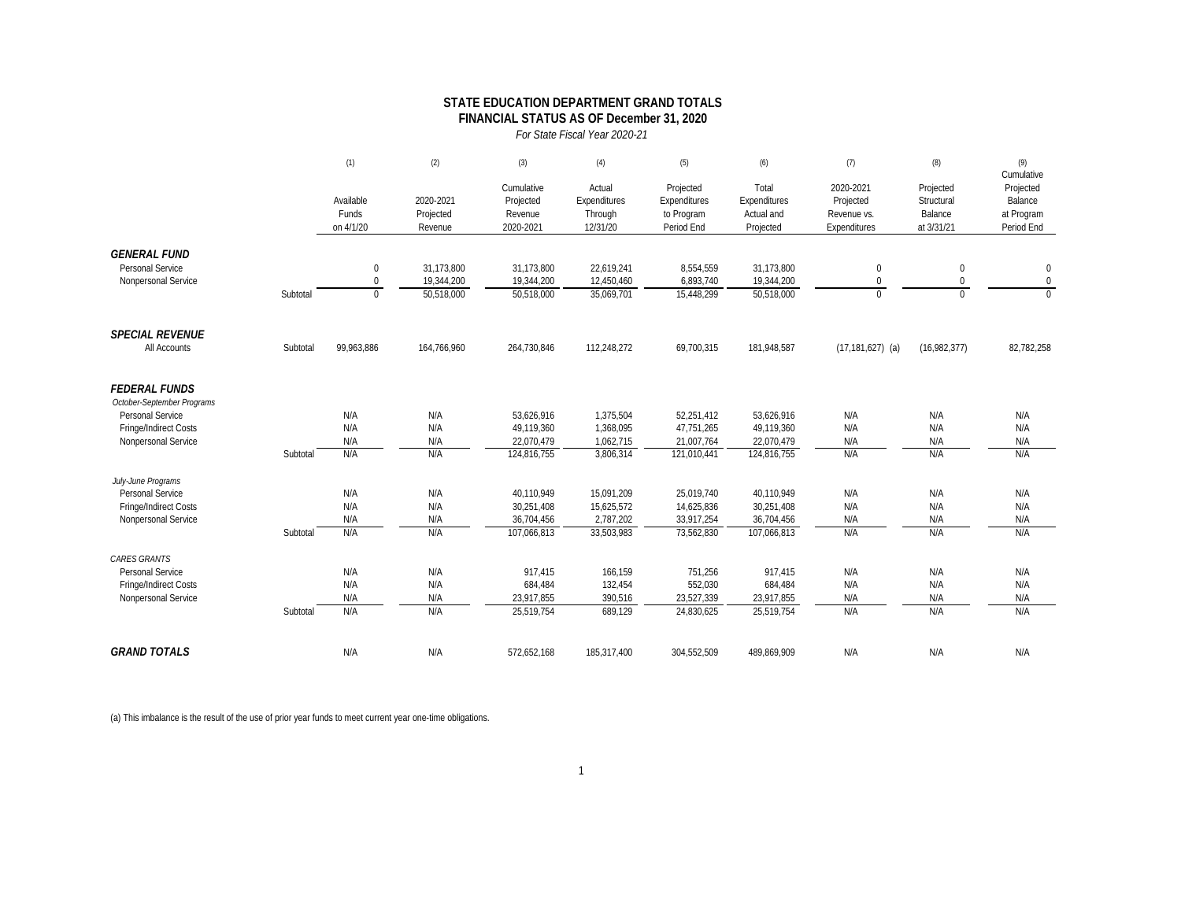**STATE EDUCATION DEPARTMENT GRAND TOTALS**
**FINANCIAL STATUS AS OF December 31, 2020**
*For State Fiscal Year 2020-21*

| | | (1) Available Funds on 4/1/20 | (2) 2020-2021 Projected Revenue | (3) Cumulative Projected Revenue 2020-2021 | (4) Actual Expenditures Through 12/31/20 | (5) Projected Expenditures to Program Period End | (6) Total Expenditures Actual and Projected | (7) 2020-2021 Projected Revenue vs. Expenditures | (8) Projected Structural Balance at 3/31/21 | (9) Cumulative Projected Balance at Program Period End |
|---|---|---|---|---|---|---|---|---|---|---|
| ***GENERAL FUND*** | | | | | | | | | | |
| Personal Service | | 0 | 31,173,800 | 31,173,800 | 22,619,241 | 8,554,559 | 31,173,800 | 0 | 0 | 0 |
| Nonpersonal Service | | 0 | 19,344,200 | 19,344,200 | 12,450,460 | 6,893,740 | 19,344,200 | 0 | 0 | 0 |
| | Subtotal | 0 | 50,518,000 | 50,518,000 | 35,069,701 | 15,448,299 | 50,518,000 | 0 | 0 | 0 |
| ***SPECIAL REVENUE*** | | | | | | | | | | |
| All Accounts | Subtotal | 99,963,886 | 164,766,960 | 264,730,846 | 112,248,272 | 69,700,315 | 181,948,587 | (17,181,627) (a) | (16,982,377) | 82,782,258 |
| ***FEDERAL FUNDS*** | | | | | | | | | | |
| *October-September Programs* | | | | | | | | | | |
| Personal Service | | N/A | N/A | 53,626,916 | 1,375,504 | 52,251,412 | 53,626,916 | N/A | N/A | N/A |
| Fringe/Indirect Costs | | N/A | N/A | 49,119,360 | 1,368,095 | 47,751,265 | 49,119,360 | N/A | N/A | N/A |
| Nonpersonal Service | | N/A | N/A | 22,070,479 | 1,062,715 | 21,007,764 | 22,070,479 | N/A | N/A | N/A |
| | Subtotal | N/A | N/A | 124,816,755 | 3,806,314 | 121,010,441 | 124,816,755 | N/A | N/A | N/A |
| *July-June Programs* | | | | | | | | | | |
| Personal Service | | N/A | N/A | 40,110,949 | 15,091,209 | 25,019,740 | 40,110,949 | N/A | N/A | N/A |
| Fringe/Indirect Costs | | N/A | N/A | 30,251,408 | 15,625,572 | 14,625,836 | 30,251,408 | N/A | N/A | N/A |
| Nonpersonal Service | | N/A | N/A | 36,704,456 | 2,787,202 | 33,917,254 | 36,704,456 | N/A | N/A | N/A |
| | Subtotal | N/A | N/A | 107,066,813 | 33,503,983 | 73,562,830 | 107,066,813 | N/A | N/A | N/A |
| *CARES GRANTS* | | | | | | | | | | |
| Personal Service | | N/A | N/A | 917,415 | 166,159 | 751,256 | 917,415 | N/A | N/A | N/A |
| Fringe/Indirect Costs | | N/A | N/A | 684,484 | 132,454 | 552,030 | 684,484 | N/A | N/A | N/A |
| Nonpersonal Service | | N/A | N/A | 23,917,855 | 390,516 | 23,527,339 | 23,917,855 | N/A | N/A | N/A |
| | Subtotal | N/A | N/A | 25,519,754 | 689,129 | 24,830,625 | 25,519,754 | N/A | N/A | N/A |
| ***GRAND TOTALS*** | | N/A | N/A | 572,652,168 | 185,317,400 | 304,552,509 | 489,869,909 | N/A | N/A | N/A |

(a) This imbalance is the result of the use of prior year funds to meet current year one-time obligations.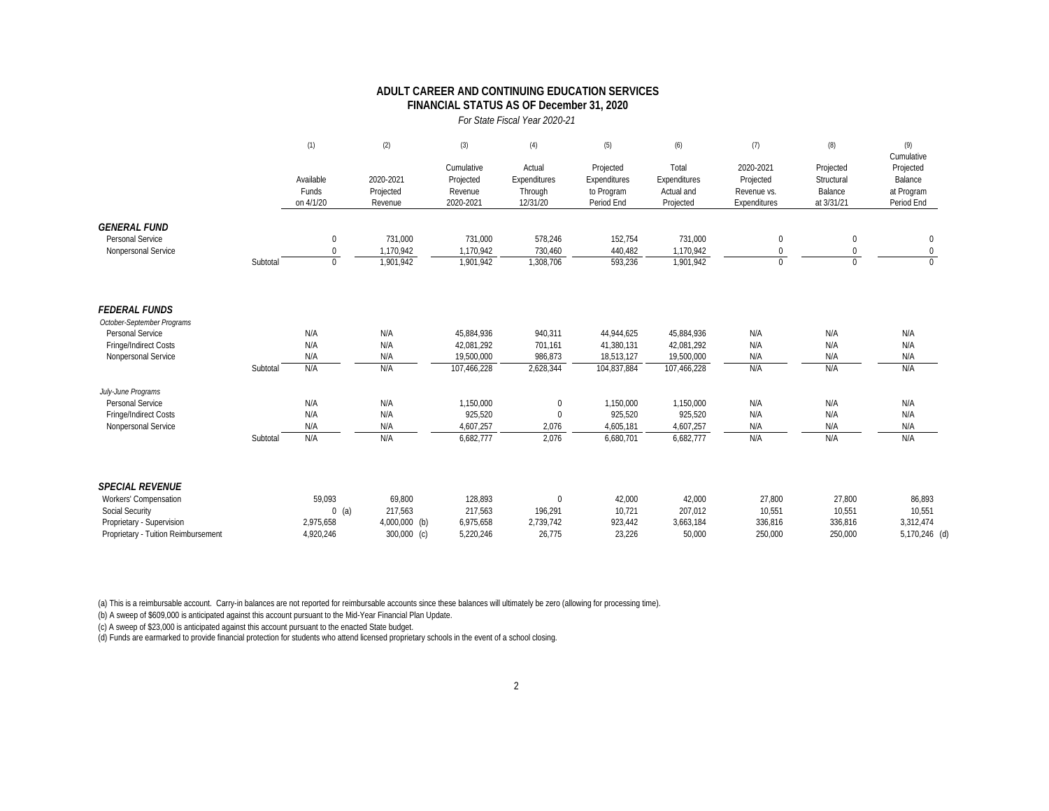# ADULT CAREER AND CONTINUING EDUCATION SERVICES
## FINANCIAL STATUS AS OF December 31, 2020

*For State Fiscal Year 2020-21*

| | (1) Available Funds on 4/1/20 | (2) 2020-2021 Projected Revenue | (3) Cumulative Projected Revenue 2020-2021 | (4) Actual Expenditures Through 12/31/20 | (5) Projected Expenditures to Program Period End | (6) Total Expenditures Actual and Projected | (7) 2020-2021 Projected Revenue vs. Expenditures | (8) Projected Structural Balance at 3/31/21 | (9) Cumulative Projected Balance at Program Period End |
|---|---|---|---|---|---|---|---|---|---|
| ***GENERAL FUND*** | | | | | | | | | |
| Personal Service | 0 | 731,000 | 731,000 | 578,246 | 152,754 | 731,000 | 0 | 0 | 0 |
| Nonpersonal Service | 0 | 1,170,942 | 1,170,942 | 730,460 | 440,482 | 1,170,942 | 0 | 0 | 0 |
| Subtotal | 0 | 1,901,942 | 1,901,942 | 1,308,706 | 593,236 | 1,901,942 | 0 | 0 | 0 |
| ***FEDERAL FUNDS*** | | | | | | | | | |
| *October-September Programs* | | | | | | | | | |
| Personal Service | N/A | N/A | 45,884,936 | 940,311 | 44,944,625 | 45,884,936 | N/A | N/A | N/A |
| Fringe/Indirect Costs | N/A | N/A | 42,081,292 | 701,161 | 41,380,131 | 42,081,292 | N/A | N/A | N/A |
| Nonpersonal Service | N/A | N/A | 19,500,000 | 986,873 | 18,513,127 | 19,500,000 | N/A | N/A | N/A |
| Subtotal | N/A | N/A | 107,466,228 | 2,628,344 | 104,837,884 | 107,466,228 | N/A | N/A | N/A |
| *July-June Programs* | | | | | | | | | |
| Personal Service | N/A | N/A | 1,150,000 | 0 | 1,150,000 | 1,150,000 | N/A | N/A | N/A |
| Fringe/Indirect Costs | N/A | N/A | 925,520 | 0 | 925,520 | 925,520 | N/A | N/A | N/A |
| Nonpersonal Service | N/A | N/A | 4,607,257 | 2,076 | 4,605,181 | 4,607,257 | N/A | N/A | N/A |
| Subtotal | N/A | N/A | 6,682,777 | 2,076 | 6,680,701 | 6,682,777 | N/A | N/A | N/A |
| ***SPECIAL REVENUE*** | | | | | | | | | |
| Workers' Compensation | 59,093 | 69,800 | 128,893 | 0 | 42,000 | 42,000 | 27,800 | 27,800 | 86,893 |
| Social Security | 0 (a) | 217,563 | 217,563 | 196,291 | 10,721 | 207,012 | 10,551 | 10,551 | 10,551 |
| Proprietary - Supervision | 2,975,658 | 4,000,000 (b) | 6,975,658 | 2,739,742 | 923,442 | 3,663,184 | 336,816 | 336,816 | 3,312,474 |
| Proprietary - Tuition Reimbursement | 4,920,246 | 300,000 (c) | 5,220,246 | 26,775 | 23,226 | 50,000 | 250,000 | 250,000 | 5,170,246 (d) |

(a) This is a reimbursable account. Carry-in balances are not reported for reimbursable accounts since these balances will ultimately be zero (allowing for processing time).

(b) A sweep of $609,000 is anticipated against this account pursuant to the Mid-Year Financial Plan Update.

(c) A sweep of $23,000 is anticipated against this account pursuant to the enacted State budget.

(d) Funds are earmarked to provide financial protection for students who attend licensed proprietary schools in the event of a school closing.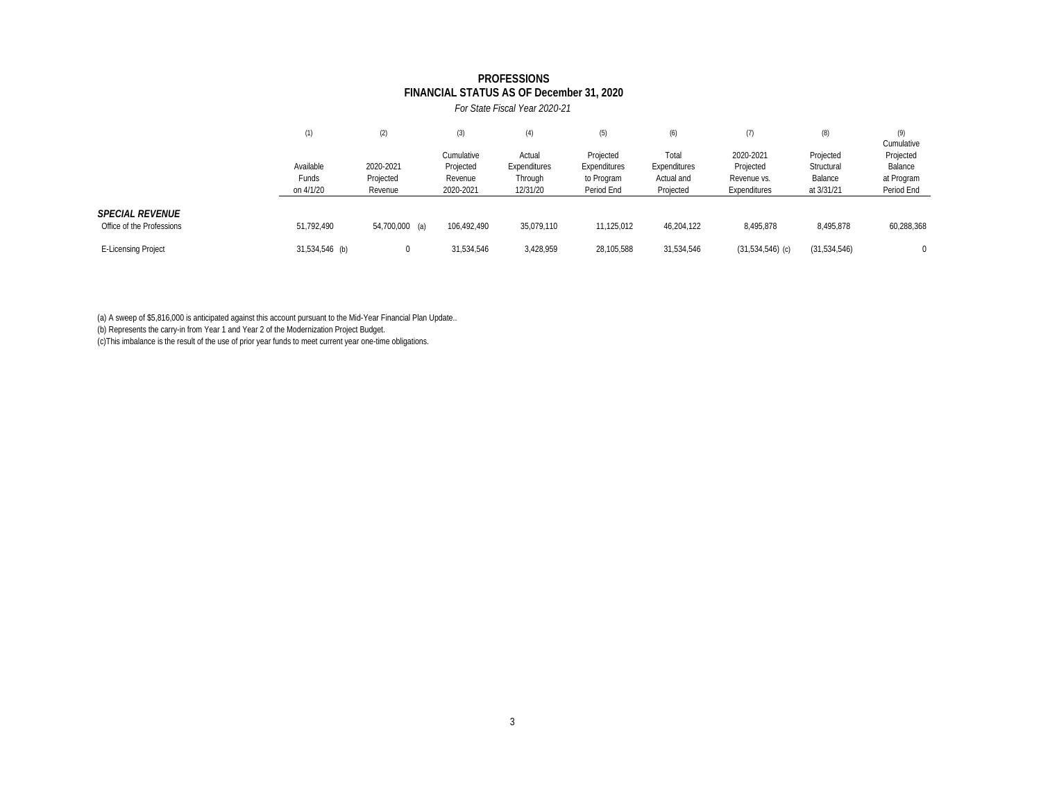# PROFESSIONS
## FINANCIAL STATUS AS OF December 31, 2020

*For State Fiscal Year 2020-21*

| | (1)<br>Available Funds on 4/1/20 | (2)<br>2020-2021 Projected Revenue | (3)<br>Cumulative Projected Revenue 2020-2021 | (4)<br>Actual Expenditures Through 12/31/20 | (5)<br>Projected Expenditures to Program Period End | (6)<br>Total Expenditures Actual and Projected | (7)<br>2020-2021 Projected Revenue vs. Expenditures | (8)<br>Projected Structural Balance at 3/31/21 | (9)<br>Cumulative Projected Balance at Program Period End |
|---|---|---|---|---|---|---|---|---|---|
| ***SPECIAL REVENUE*** | | | | | | | | | |
| Office of the Professions | 51,792,490 | 54,700,000 (a) | 106,492,490 | 35,079,110 | 11,125,012 | 46,204,122 | 8,495,878 | 8,495,878 | 60,288,368 |
| E-Licensing Project | 31,534,546 (b) | 0 | 31,534,546 | 3,428,959 | 28,105,588 | 31,534,546 | (31,534,546) (c) | (31,534,546) | 0 |

(a) A sweep of $5,816,000 is anticipated against this account pursuant to the Mid-Year Financial Plan Update..

(b) Represents the carry-in from Year 1 and Year 2 of the Modernization Project Budget.

(c)This imbalance is the result of the use of prior year funds to meet current year one-time obligations.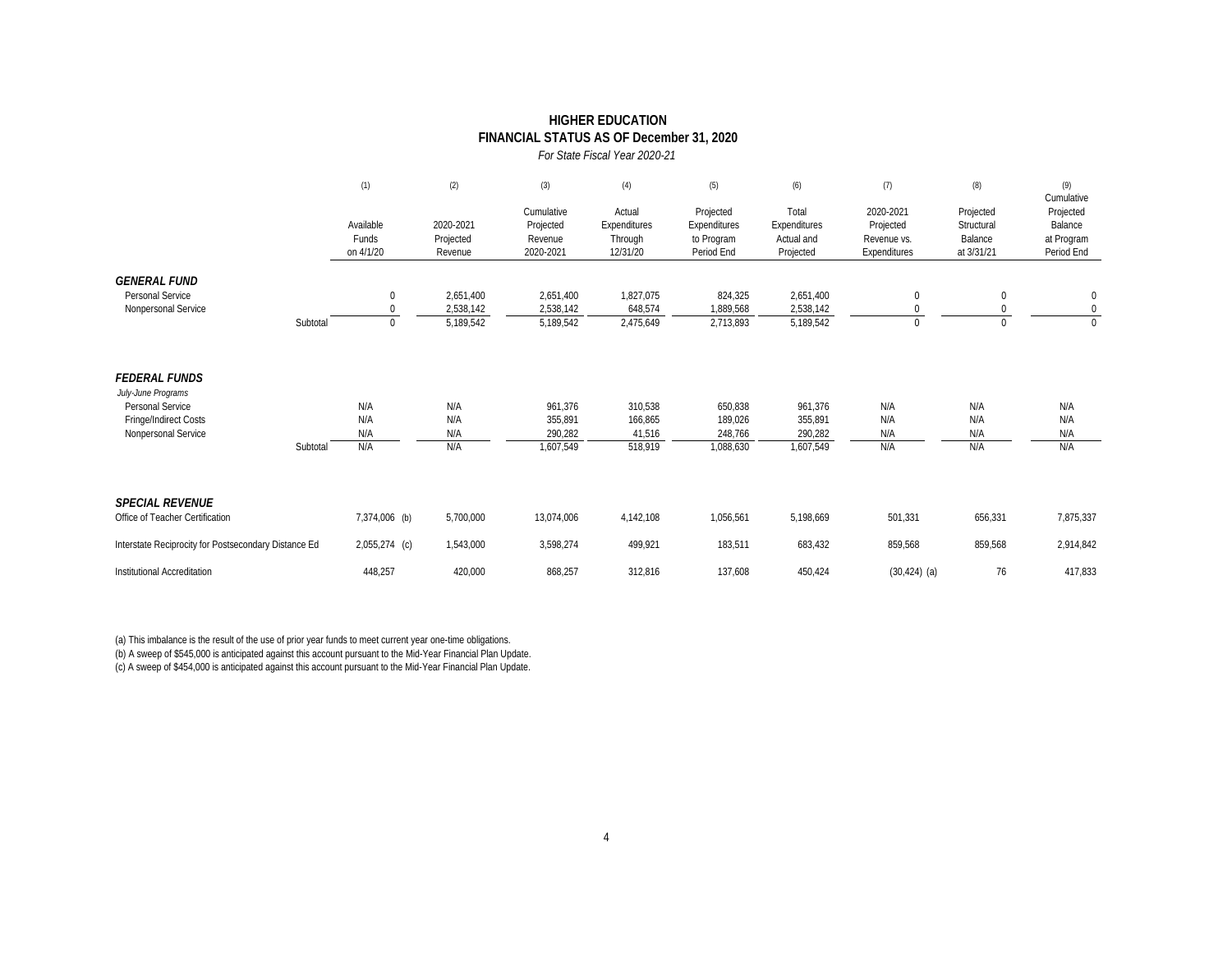# HIGHER EDUCATION

## FINANCIAL STATUS AS OF December 31, 2020

*For State Fiscal Year 2020-21*

| | (1) Available Funds on 4/1/20 | (2) 2020-2021 Projected Revenue | (3) Cumulative Projected Revenue 2020-2021 | (4) Actual Expenditures Through 12/31/20 | (5) Projected Expenditures to Program Period End | (6) Total Expenditures Actual and Projected | (7) 2020-2021 Projected Revenue vs. Expenditures | (8) Projected Structural Balance at 3/31/21 | (9) Cumulative Projected Balance at Program Period End |
|---|---|---|---|---|---|---|---|---|---|
| ***GENERAL FUND*** | | | | | | | | | |
| Personal Service | 0 | 2,651,400 | 2,651,400 | 1,827,075 | 824,325 | 2,651,400 | 0 | 0 | 0 |
| Nonpersonal Service | 0 | 2,538,142 | 2,538,142 | 648,574 | 1,889,568 | 2,538,142 | 0 | 0 | 0 |
| Subtotal | 0 | 5,189,542 | 5,189,542 | 2,475,649 | 2,713,893 | 5,189,542 | 0 | 0 | 0 |
| ***FEDERAL FUNDS*** | | | | | | | | | |
| *July-June Programs* | | | | | | | | | |
| Personal Service | N/A | N/A | 961,376 | 310,538 | 650,838 | 961,376 | N/A | N/A | N/A |
| Fringe/Indirect Costs | N/A | N/A | 355,891 | 166,865 | 189,026 | 355,891 | N/A | N/A | N/A |
| Nonpersonal Service | N/A | N/A | 290,282 | 41,516 | 248,766 | 290,282 | N/A | N/A | N/A |
| Subtotal | N/A | N/A | 1,607,549 | 518,919 | 1,088,630 | 1,607,549 | N/A | N/A | N/A |
| ***SPECIAL REVENUE*** | | | | | | | | | |
| Office of Teacher Certification | 7,374,006 (b) | 5,700,000 | 13,074,006 | 4,142,108 | 1,056,561 | 5,198,669 | 501,331 | 656,331 | 7,875,337 |
| Interstate Reciprocity for Postsecondary Distance Ed | 2,055,274 (c) | 1,543,000 | 3,598,274 | 499,921 | 183,511 | 683,432 | 859,568 | 859,568 | 2,914,842 |
| Institutional Accreditation | 448,257 | 420,000 | 868,257 | 312,816 | 137,608 | 450,424 | (30,424) (a) | 76 | 417,833 |

(a) This imbalance is the result of the use of prior year funds to meet current year one-time obligations.
(b) A sweep of $545,000 is anticipated against this account pursuant to the Mid-Year Financial Plan Update.
(c) A sweep of $454,000 is anticipated against this account pursuant to the Mid-Year Financial Plan Update.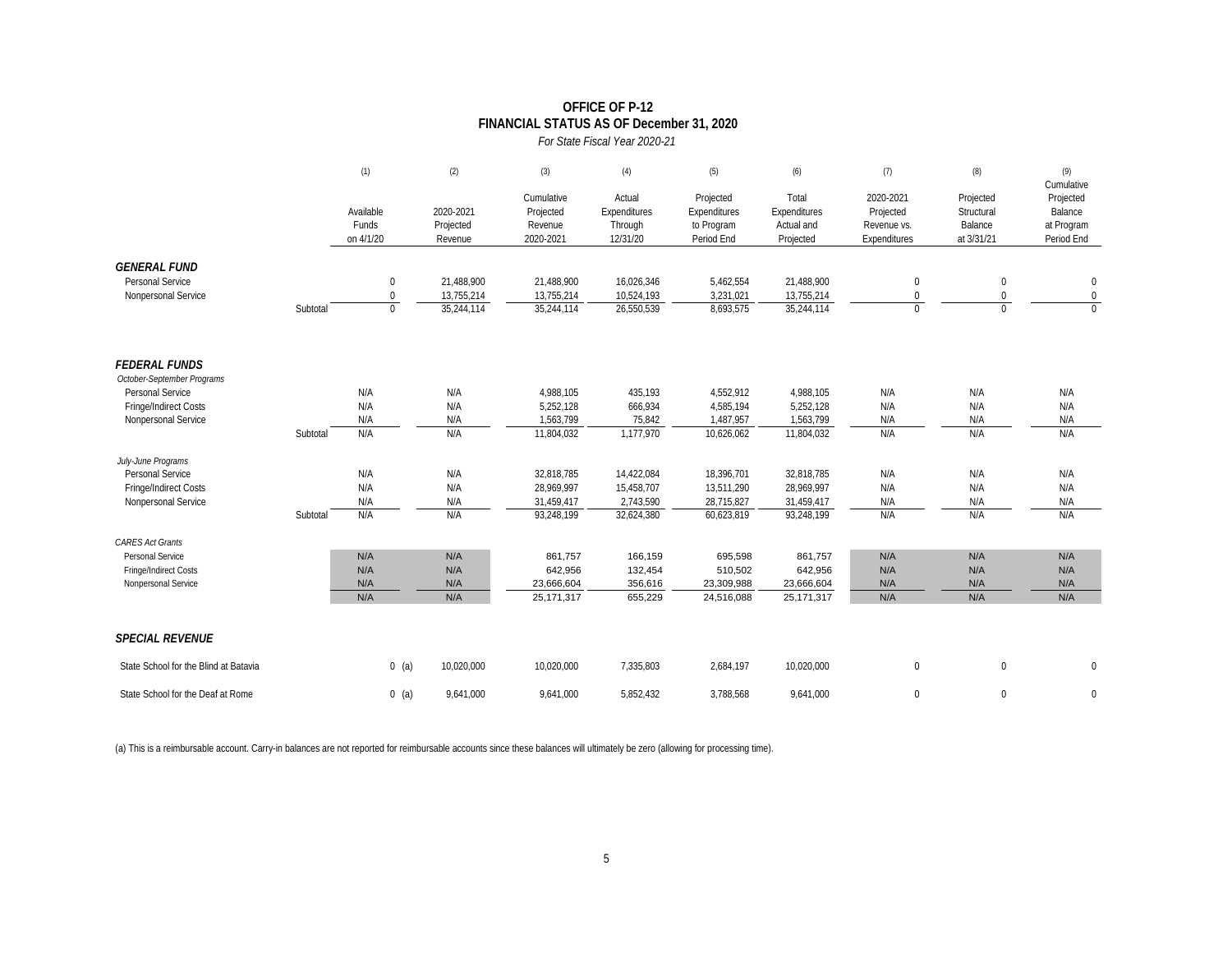# OFFICE OF P-12
## FINANCIAL STATUS AS OF December 31, 2020
*For State Fiscal Year 2020-21*

| | | (1) Available Funds on 4/1/20 | (2) 2020-2021 Projected Revenue | (3) Cumulative Projected Revenue 2020-2021 | (4) Actual Expenditures Through 12/31/20 | (5) Projected Expenditures to Program Period End | (6) Total Expenditures Actual and Projected | (7) 2020-2021 Projected Revenue vs. Expenditures | (8) Projected Structural Balance at 3/31/21 | (9) Cumulative Projected Balance at Program Period End |
|---|---|---|---|---|---|---|---|---|---|---|
| ***GENERAL FUND*** | | | | | | | | | | |
| Personal Service | | 0 | 21,488,900 | 21,488,900 | 16,026,346 | 5,462,554 | 21,488,900 | 0 | 0 | 0 |
| Nonpersonal Service | | 0 | 13,755,214 | 13,755,214 | 10,524,193 | 3,231,021 | 13,755,214 | 0 | 0 | 0 |
| | Subtotal | 0 | 35,244,114 | 35,244,114 | 26,550,539 | 8,693,575 | 35,244,114 | 0 | 0 | 0 |
| ***FEDERAL FUNDS*** | | | | | | | | | | |
| *October-September Programs* | | | | | | | | | | |
| Personal Service | | N/A | N/A | 4,988,105 | 435,193 | 4,552,912 | 4,988,105 | N/A | N/A | N/A |
| Fringe/Indirect Costs | | N/A | N/A | 5,252,128 | 666,934 | 4,585,194 | 5,252,128 | N/A | N/A | N/A |
| Nonpersonal Service | | N/A | N/A | 1,563,799 | 75,842 | 1,487,957 | 1,563,799 | N/A | N/A | N/A |
| | Subtotal | N/A | N/A | 11,804,032 | 1,177,970 | 10,626,062 | 11,804,032 | N/A | N/A | N/A |
| *July-June Programs* | | | | | | | | | | |
| Personal Service | | N/A | N/A | 32,818,785 | 14,422,084 | 18,396,701 | 32,818,785 | N/A | N/A | N/A |
| Fringe/Indirect Costs | | N/A | N/A | 28,969,997 | 15,458,707 | 13,511,290 | 28,969,997 | N/A | N/A | N/A |
| Nonpersonal Service | | N/A | N/A | 31,459,417 | 2,743,590 | 28,715,827 | 31,459,417 | N/A | N/A | N/A |
| | Subtotal | N/A | N/A | 93,248,199 | 32,624,380 | 60,623,819 | 93,248,199 | N/A | N/A | N/A |
| *CARES Act Grants* | | | | | | | | | | |
| Personal Service | | N/A | N/A | 861,757 | 166,159 | 695,598 | 861,757 | N/A | N/A | N/A |
| Fringe/Indirect Costs | | N/A | N/A | 642,956 | 132,454 | 510,502 | 642,956 | N/A | N/A | N/A |
| Nonpersonal Service | | N/A | N/A | 23,666,604 | 356,616 | 23,309,988 | 23,666,604 | N/A | N/A | N/A |
| | | N/A | N/A | 25,171,317 | 655,229 | 24,516,088 | 25,171,317 | N/A | N/A | N/A |
| ***SPECIAL REVENUE*** | | | | | | | | | | |
| State School for the Blind at Batavia | | 0 (a) | 10,020,000 | 10,020,000 | 7,335,803 | 2,684,197 | 10,020,000 | 0 | 0 | 0 |
| State School for the Deaf at Rome | | 0 (a) | 9,641,000 | 9,641,000 | 5,852,432 | 3,788,568 | 9,641,000 | 0 | 0 | 0 |

(a) This is a reimbursable account. Carry-in balances are not reported for reimbursable accounts since these balances will ultimately be zero (allowing for processing time).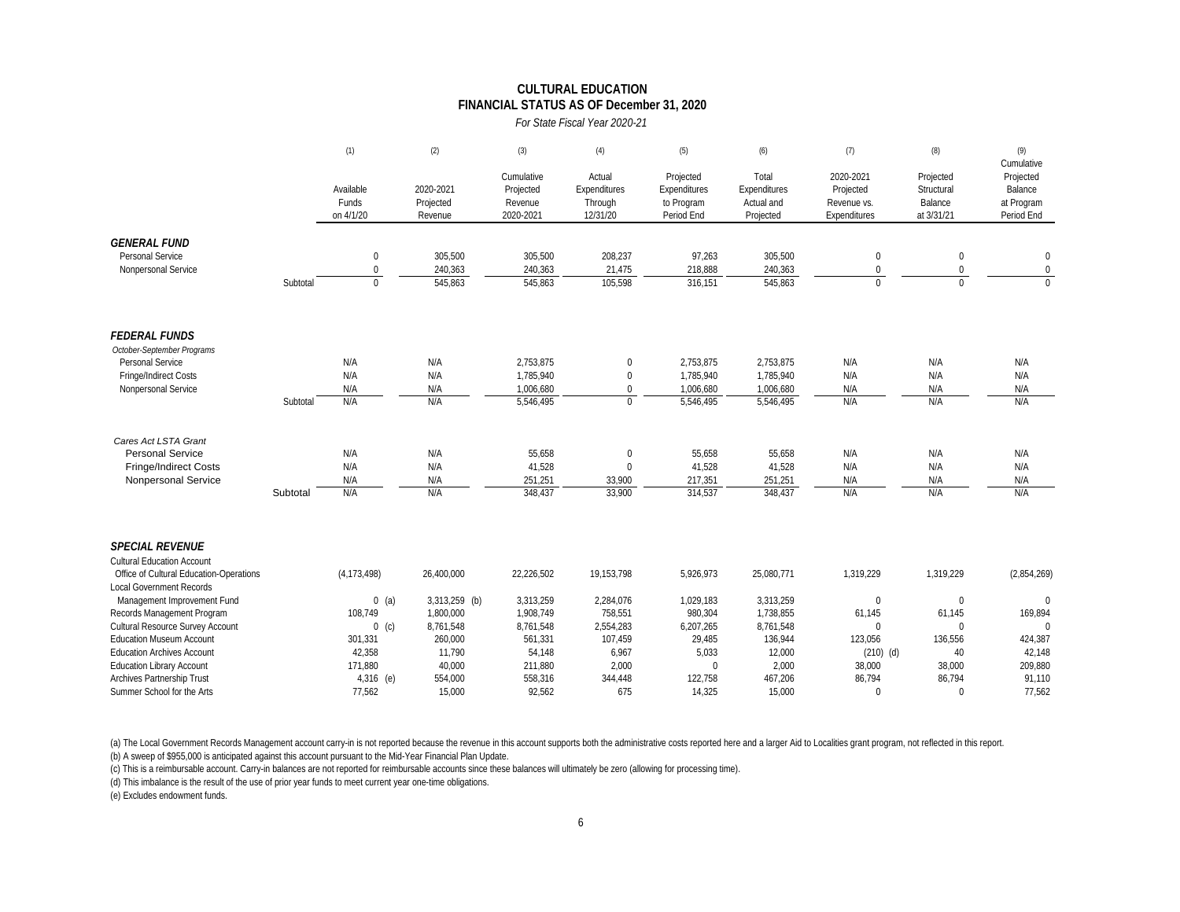## CULTURAL EDUCATION
## FINANCIAL STATUS AS OF December 31, 2020

*For State Fiscal Year 2020-21*

| | (1) Available Funds on 4/1/20 | (2) 2020-2021 Projected Revenue | (3) Cumulative Projected Revenue 2020-2021 | (4) Actual Expenditures Through 12/31/20 | (5) Projected Expenditures to Program Period End | (6) Total Expenditures Actual and Projected | (7) 2020-2021 Projected Revenue vs. Expenditures | (8) Projected Structural Balance at 3/31/21 | (9) Cumulative Projected Balance at Program Period End |
|---|---|---|---|---|---|---|---|---|---|
| ***GENERAL FUND*** | | | | | | | | | |
| Personal Service | 0 | 305,500 | 305,500 | 208,237 | 97,263 | 305,500 | 0 | 0 | 0 |
| Nonpersonal Service | 0 | 240,363 | 240,363 | 21,475 | 218,888 | 240,363 | 0 | 0 | 0 |
| Subtotal | 0 | 545,863 | 545,863 | 105,598 | 316,151 | 545,863 | 0 | 0 | 0 |
| ***FEDERAL FUNDS*** | | | | | | | | | |
| *October-September Programs* | | | | | | | | | |
| Personal Service | N/A | N/A | 2,753,875 | 0 | 2,753,875 | 2,753,875 | N/A | N/A | N/A |
| Fringe/Indirect Costs | N/A | N/A | 1,785,940 | 0 | 1,785,940 | 1,785,940 | N/A | N/A | N/A |
| Nonpersonal Service | N/A | N/A | 1,006,680 | 0 | 1,006,680 | 1,006,680 | N/A | N/A | N/A |
| Subtotal | N/A | N/A | 5,546,495 | 0 | 5,546,495 | 5,546,495 | N/A | N/A | N/A |
| *Cares Act LSTA Grant* | | | | | | | | | |
| Personal Service | N/A | N/A | 55,658 | 0 | 55,658 | 55,658 | N/A | N/A | N/A |
| Fringe/Indirect Costs | N/A | N/A | 41,528 | 0 | 41,528 | 41,528 | N/A | N/A | N/A |
| Nonpersonal Service | N/A | N/A | 251,251 | 33,900 | 217,351 | 251,251 | N/A | N/A | N/A |
| Subtotal | N/A | N/A | 348,437 | 33,900 | 314,537 | 348,437 | N/A | N/A | N/A |
| ***SPECIAL REVENUE*** | | | | | | | | | |
| Cultural Education Account | | | | | | | | | |
| Office of Cultural Education-Operations | (4,173,498) | 26,400,000 | 22,226,502 | 19,153,798 | 5,926,973 | 25,080,771 | 1,319,229 | 1,319,229 | (2,854,269) |
| Local Government Records | | | | | | | | | |
| Management Improvement Fund | 0 (a) | 3,313,259 (b) | 3,313,259 | 2,284,076 | 1,029,183 | 3,313,259 | 0 | 0 | 0 |
| Records Management Program | 108,749 | 1,800,000 | 1,908,749 | 758,551 | 980,304 | 1,738,855 | 61,145 | 61,145 | 169,894 |
| Cultural Resource Survey Account | 0 (c) | 8,761,548 | 8,761,548 | 2,554,283 | 6,207,265 | 8,761,548 | 0 | 0 | 0 |
| Education Museum Account | 301,331 | 260,000 | 561,331 | 107,459 | 29,485 | 136,944 | 123,056 | 136,556 | 424,387 |
| Education Archives Account | 42,358 | 11,790 | 54,148 | 6,967 | 5,033 | 12,000 | (210) (d) | 40 | 42,148 |
| Education Library Account | 171,880 | 40,000 | 211,880 | 2,000 | 0 | 2,000 | 38,000 | 38,000 | 209,880 |
| Archives Partnership Trust | 4,316 (e) | 554,000 | 558,316 | 344,448 | 122,758 | 467,206 | 86,794 | 86,794 | 91,110 |
| Summer School for the Arts | 77,562 | 15,000 | 92,562 | 675 | 14,325 | 15,000 | 0 | 0 | 77,562 |

(a) The Local Government Records Management account carry-in is not reported because the revenue in this account supports both the administrative costs reported here and a larger Aid to Localities grant program, not reflected in this report.
(b) A sweep of $955,000 is anticipated against this account pursuant to the Mid-Year Financial Plan Update.
(c) This is a reimbursable account. Carry-in balances are not reported for reimbursable accounts since these balances will ultimately be zero (allowing for processing time).
(d) This imbalance is the result of the use of prior year funds to meet current year one-time obligations.
(e) Excludes endowment funds.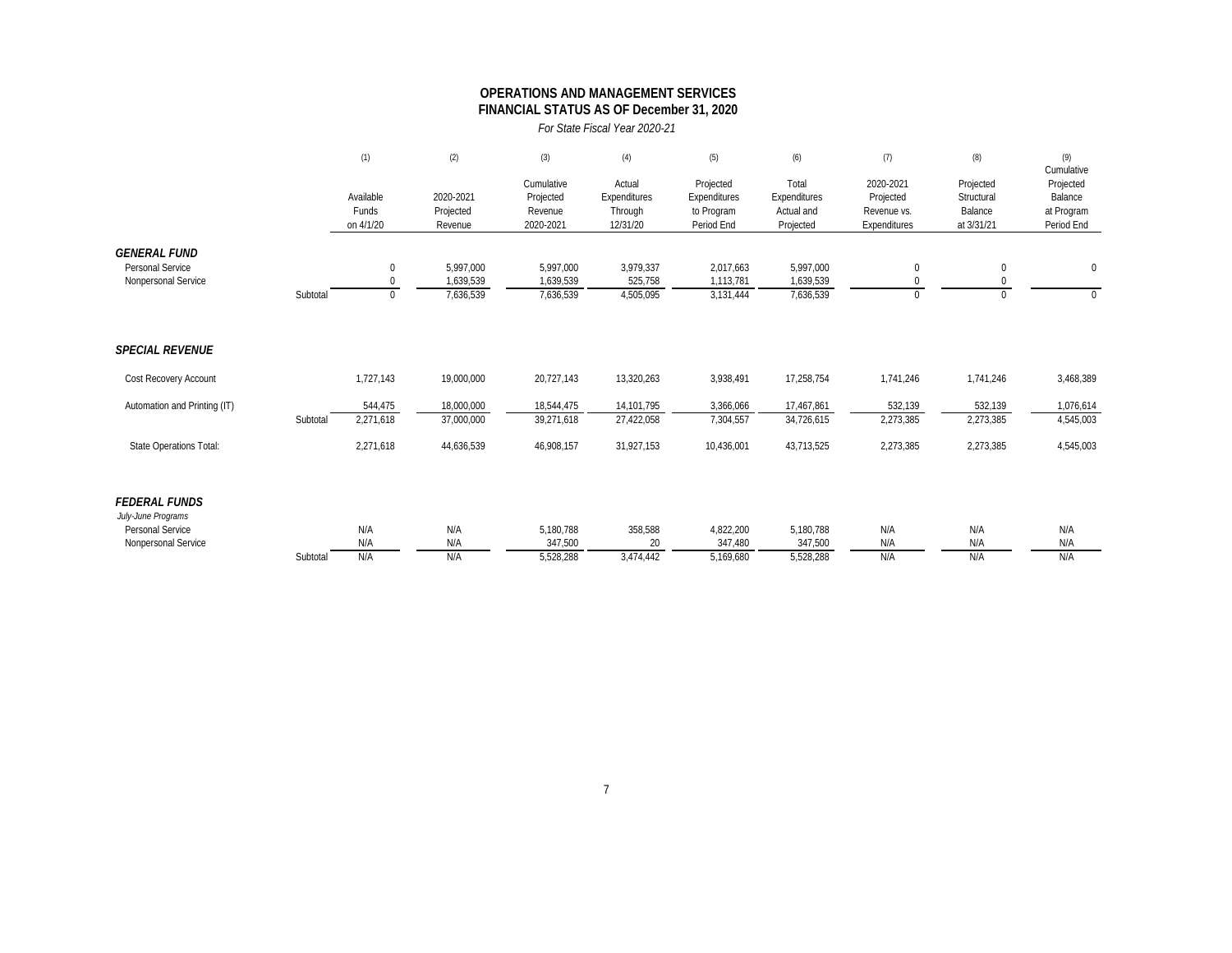# OPERATIONS AND MANAGEMENT SERVICES
## FINANCIAL STATUS AS OF December 31, 2020
*For State Fiscal Year 2020-21*

| | | (1) Available Funds on 4/1/20 | (2) 2020-2021 Projected Revenue | (3) Cumulative Projected Revenue 2020-2021 | (4) Actual Expenditures Through 12/31/20 | (5) Projected Expenditures to Program Period End | (6) Total Expenditures Actual and Projected | (7) 2020-2021 Projected Revenue vs. Expenditures | (8) Projected Structural Balance at 3/31/21 | (9) Cumulative Projected Balance at Program Period End |
|---|---|---|---|---|---|---|---|---|---|---|
| ***GENERAL FUND*** | | | | | | | | | | |
| Personal Service | | 0 | 5,997,000 | 5,997,000 | 3,979,337 | 2,017,663 | 5,997,000 | 0 | 0 | 0 |
| Nonpersonal Service | | 0 | 1,639,539 | 1,639,539 | 525,758 | 1,113,781 | 1,639,539 | 0 | 0 | |
| | Subtotal | 0 | 7,636,539 | 7,636,539 | 4,505,095 | 3,131,444 | 7,636,539 | 0 | 0 | 0 |
| ***SPECIAL REVENUE*** | | | | | | | | | | |
| Cost Recovery Account | | 1,727,143 | 19,000,000 | 20,727,143 | 13,320,263 | 3,938,491 | 17,258,754 | 1,741,246 | 1,741,246 | 3,468,389 |
| Automation and Printing (IT) | | 544,475 | 18,000,000 | 18,544,475 | 14,101,795 | 3,366,066 | 17,467,861 | 532,139 | 532,139 | 1,076,614 |
| | Subtotal | 2,271,618 | 37,000,000 | 39,271,618 | 27,422,058 | 7,304,557 | 34,726,615 | 2,273,385 | 2,273,385 | 4,545,003 |
| State Operations Total: | | 2,271,618 | 44,636,539 | 46,908,157 | 31,927,153 | 10,436,001 | 43,713,525 | 2,273,385 | 2,273,385 | 4,545,003 |
| ***FEDERAL FUNDS*** | | | | | | | | | | |
| *July-June Programs* | | | | | | | | | | |
| Personal Service | | N/A | N/A | 5,180,788 | 358,588 | 4,822,200 | 5,180,788 | N/A | N/A | N/A |
| Nonpersonal Service | | N/A | N/A | 347,500 | 20 | 347,480 | 347,500 | N/A | N/A | N/A |
| | Subtotal | N/A | N/A | 5,528,288 | 3,474,442 | 5,169,680 | 5,528,288 | N/A | N/A | N/A |